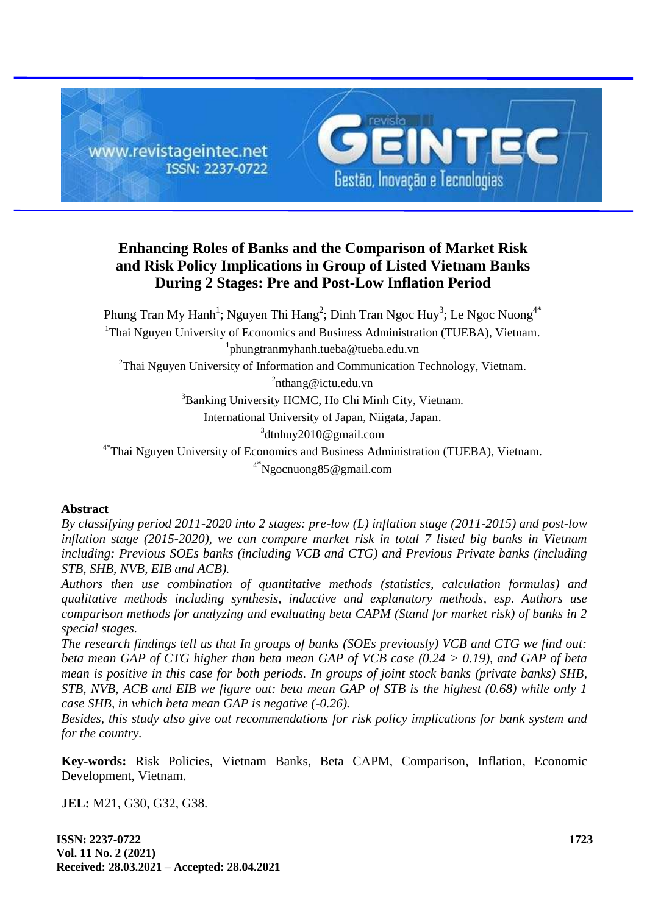# Enhancing Roles of Banks and the Comparison of Market Risk and Risk Policy Implications in Group of Listed Vietnam Banks During 2 Stages: Pre and Post-Low Inflation Period

Phung Tran My Hanh[1]; Nguyen Thi Hang[2]; Dinh Tran Ngoc Huy[3]; Le Ngoc Nuong[4*]

[1]Thai Nguyen University of Economics and Business Administration (TUEBA), Vietnam.
[1]phungtranmyhanh.tueba@tueba.edu.vn

[2]Thai Nguyen University of Information and Communication Technology, Vietnam.
[2]nthang@ictu.edu.vn

[3]Banking University HCMC, Ho Chi Minh City, Vietnam.
International University of Japan, Niigata, Japan.
[3]dtnhuy2010@gmail.com

[4*]Thai Nguyen University of Economics and Business Administration (TUEBA), Vietnam.
[4*]Ngocnuong85@gmail.com

## Abstract

*By classifying period 2011-2020 into 2 stages: pre-low (L) inflation stage (2011-2015) and post-low inflation stage (2015-2020), we can compare market risk in total 7 listed big banks in Vietnam including: Previous SOEs banks (including VCB and CTG) and Previous Private banks (including STB, SHB, NVB, EIB and ACB).*

*Authors then use combination of quantitative methods (statistics, calculation formulas) and qualitative methods including synthesis, inductive and explanatory methods, esp. Authors use comparison methods for analyzing and evaluating beta CAPM (Stand for market risk) of banks in 2 special stages.*

*The research findings tell us that In groups of banks (SOEs previously) VCB and CTG we find out: beta mean GAP of CTG higher than beta mean GAP of VCB case (0.24 > 0.19), and GAP of beta mean is positive in this case for both periods. In groups of joint stock banks (private banks) SHB, STB, NVB, ACB and EIB we figure out: beta mean GAP of STB is the highest (0.68) while only 1 case SHB, in which beta mean GAP is negative (-0.26).*

*Besides, this study also give out recommendations for risk policy implications for bank system and for the country.*

**Key-words:** Risk Policies, Vietnam Banks, Beta CAPM, Comparison, Inflation, Economic Development, Vietnam.

**JEL:** M21, G30, G32, G38.

**Received: 28.03.2021 – Accepted: 28.04.2021**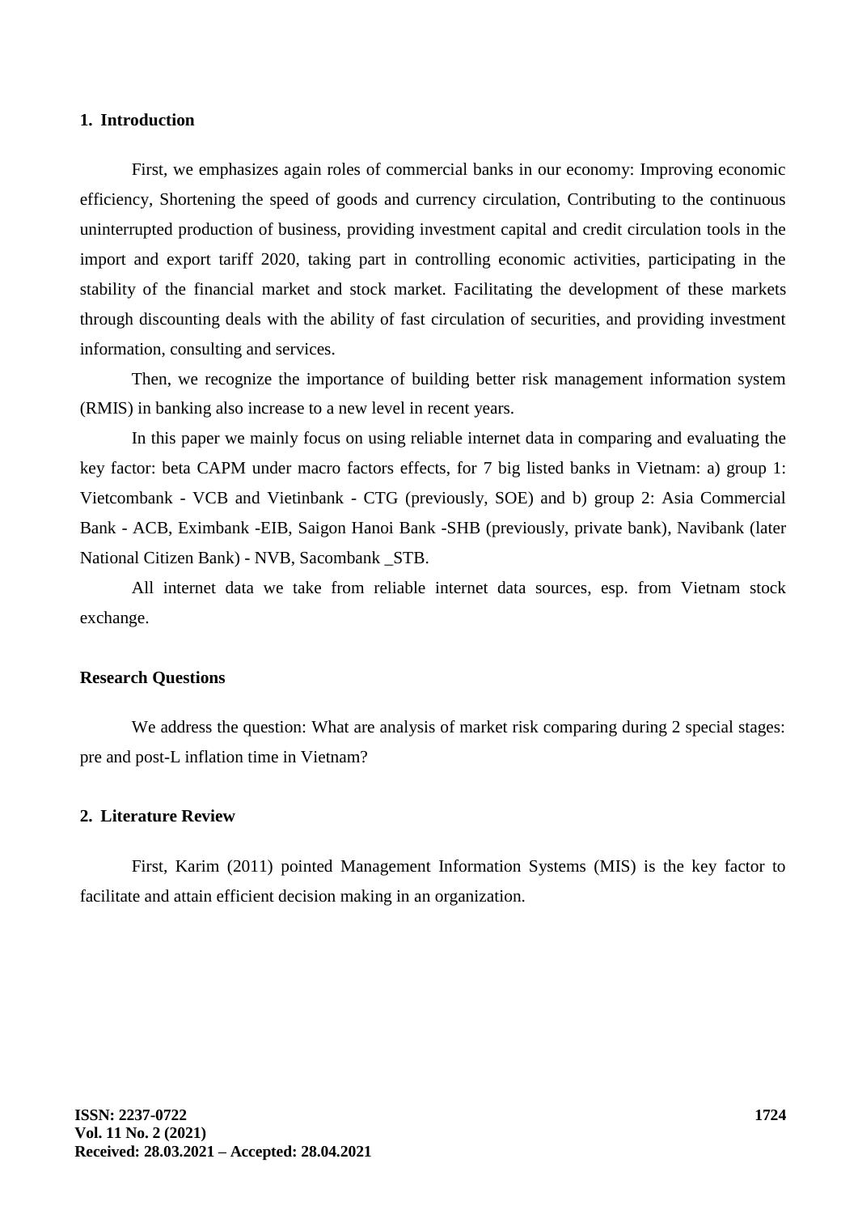## 1. Introduction

First, we emphasizes again roles of commercial banks in our economy: Improving economic efficiency, Shortening the speed of goods and currency circulation, Contributing to the continuous uninterrupted production of business, providing investment capital and credit circulation tools in the import and export tariff 2020, taking part in controlling economic activities, participating in the stability of the financial market and stock market. Facilitating the development of these markets through discounting deals with the ability of fast circulation of securities, and providing investment information, consulting and services.

Then, we recognize the importance of building better risk management information system (RMIS) in banking also increase to a new level in recent years.

In this paper we mainly focus on using reliable internet data in comparing and evaluating the key factor: beta CAPM under macro factors effects, for 7 big listed banks in Vietnam: a) group 1: Vietcombank - VCB and Vietinbank - CTG (previously, SOE) and b) group 2: Asia Commercial Bank - ACB, Eximbank -EIB, Saigon Hanoi Bank -SHB (previously, private bank), Navibank (later National Citizen Bank) - NVB, Sacombank _STB.

All internet data we take from reliable internet data sources, esp. from Vietnam stock exchange.

### Research Questions

We address the question: What are analysis of market risk comparing during 2 special stages: pre and post-L inflation time in Vietnam?

## 2. Literature Review

First, Karim (2011) pointed Management Information Systems (MIS) is the key factor to facilitate and attain efficient decision making in an organization.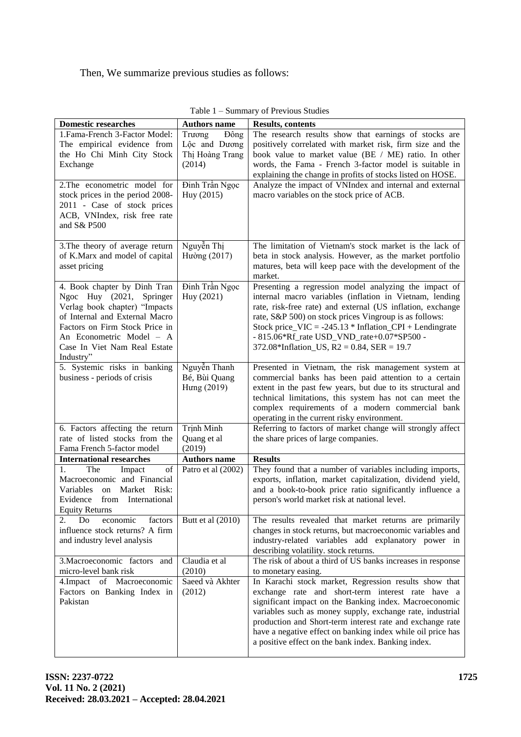Then, We summarize previous studies as follows:

Table 1 – Summary of Previous Studies

| Domestic researches | Authors name | Results, contents |
|---|---|---|
| 1.Fama-French 3-Factor Model: The empirical evidence from the Ho Chi Minh City Stock Exchange | Trương Đông Lộc and Dương Thị Hoàng Trang (2014) | The research results show that earnings of stocks are positively correlated with market risk, firm size and the book value to market value (BE / ME) ratio. In other words, the Fama - French 3-factor model is suitable in explaining the change in profits of stocks listed on HOSE. |
| 2.The econometric model for stock prices in the period 2008-2011 - Case of stock prices ACB, VNIndex, risk free rate and S& P500 | Đinh Trần Ngọc Huy (2015) | Analyze the impact of VNIndex and internal and external macro variables on the stock price of ACB. |
| 3.The theory of average return of K.Marx and model of capital asset pricing | Nguyễn Thị Hường (2017) | The limitation of Vietnam's stock market is the lack of beta in stock analysis. However, as the market portfolio matures, beta will keep pace with the development of the market. |
| 4. Book chapter by Dinh Tran Ngoc Huy (2021, Springer Verlag book chapter) "Impacts of Internal and External Macro Factors on Firm Stock Price in An Econometric Model – A Case In Viet Nam Real Estate Industry" | Đinh Trần Ngọc Huy (2021) | Presenting a regression model analyzing the impact of internal macro variables (inflation in Vietnam, lending rate, risk-free rate) and external (US inflation, exchange rate, S&P 500) on stock prices Vingroup is as follows: Stock price_VIC = -245.13 * Inflation_CPI + Lendingrate - 815.06*Rf_rate USD_VND_rate+0.07*SP500 - 372.08*Inflation_US, R2 = 0.84, SER = 19.7 |
| 5. Systemic risks in banking business - periods of crisis | Nguyễn Thanh Bé, Bùi Quang Hưng (2019) | Presented in Vietnam, the risk management system at commercial banks has been paid attention to a certain extent in the past few years, but due to its structural and technical limitations, this system has not can meet the complex requirements of a modern commercial bank operating in the current risky environment. |
| 6. Factors affecting the return rate of listed stocks from the Fama French 5-factor model | Trịnh Minh Quang et al (2019) | Referring to factors of market change will strongly affect the share prices of large companies. |
| **International researches** | **Authors name** | **Results** |
| 1. The Impact of Macroeconomic and Financial Variables on Market Risk: Evidence from International Equity Returns | Patro et al (2002) | They found that a number of variables including imports, exports, inflation, market capitalization, dividend yield, and a book-to-book price ratio significantly influence a person's world market risk at national level. |
| 2. Do economic factors influence stock returns? A firm and industry level analysis | Butt et al (2010) | The results revealed that market returns are primarily changes in stock returns, but macroeconomic variables and industry-related variables add explanatory power in describing volatility. stock returns. |
| 3.Macroeconomic factors and micro-level bank risk | Claudia et al (2010) | The risk of about a third of US banks increases in response to monetary easing. |
| 4.Impact of Macroeconomic Factors on Banking Index in Pakistan | Saeed và Akhter (2012) | In Karachi stock market, Regression results show that exchange rate and short-term interest rate have a significant impact on the Banking index. Macroeconomic variables such as money supply, exchange rate, industrial production and Short-term interest rate and exchange rate have a negative effect on banking index while oil price has a positive effect on the bank index. Banking index. |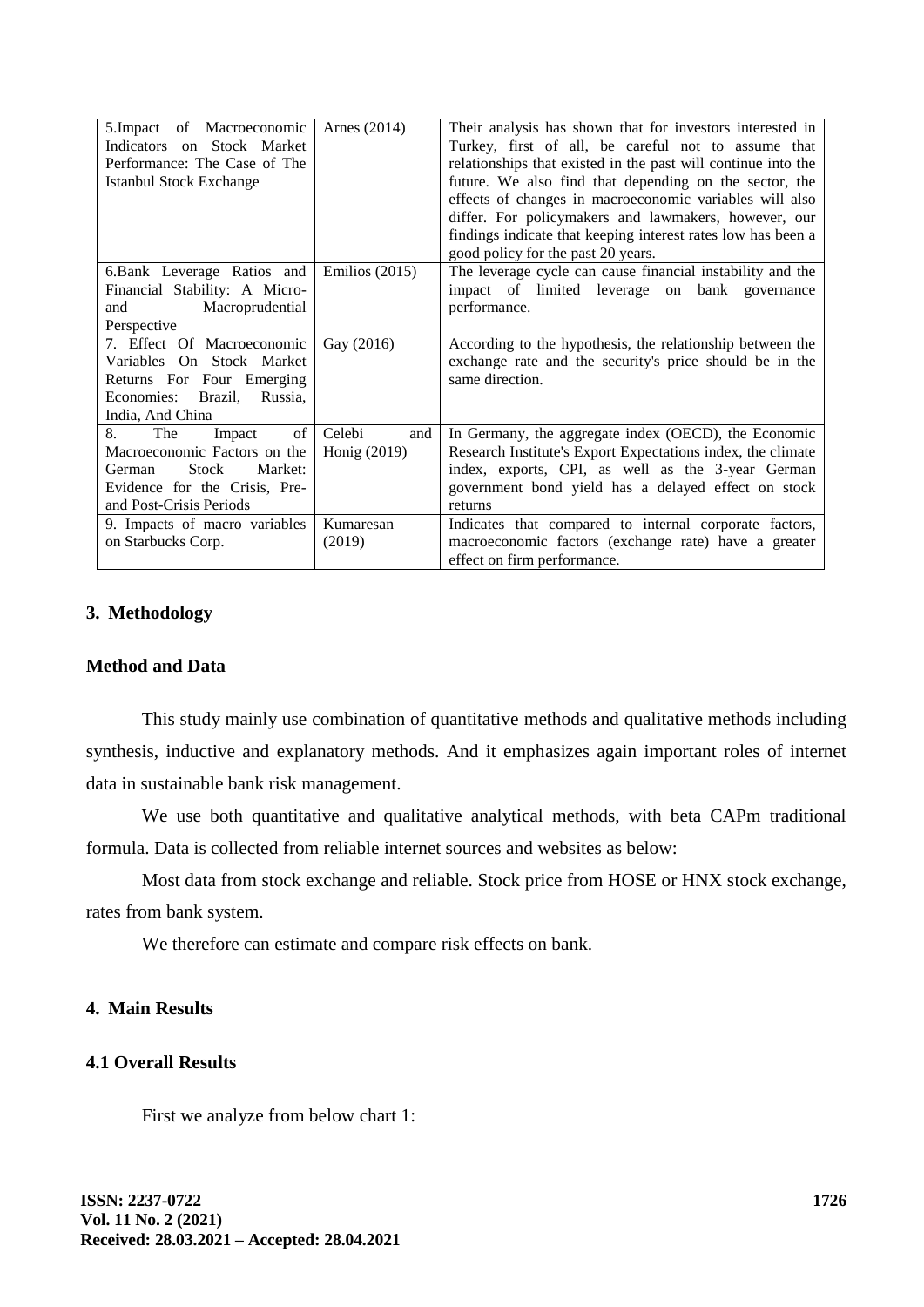| 5.Impact of Macroeconomic Indicators on Stock Market Performance: The Case of The Istanbul Stock Exchange | Arnes (2014) | Their analysis has shown that for investors interested in Turkey, first of all, be careful not to assume that relationships that existed in the past will continue into the future. We also find that depending on the sector, the effects of changes in macroeconomic variables will also differ. For policymakers and lawmakers, however, our findings indicate that keeping interest rates low has been a good policy for the past 20 years. |
|---|---|---|
| 6.Bank Leverage Ratios and Financial Stability: A Micro- and Macroprudential Perspective | Emilios (2015) | The leverage cycle can cause financial instability and the impact of limited leverage on bank governance performance. |
| 7. Effect Of Macroeconomic Variables On Stock Market Returns For Four Emerging Economies: Brazil, Russia, India, And China | Gay (2016) | According to the hypothesis, the relationship between the exchange rate and the security's price should be in the same direction. |
| 8. The Impact of Macroeconomic Factors on the German Stock Market: Evidence for the Crisis, Pre- and Post-Crisis Periods | Celebi and Honig (2019) | In Germany, the aggregate index (OECD), the Economic Research Institute's Export Expectations index, the climate index, exports, CPI, as well as the 3-year German government bond yield has a delayed effect on stock returns |
| 9. Impacts of macro variables on Starbucks Corp. | Kumaresan (2019) | Indicates that compared to internal corporate factors, macroeconomic factors (exchange rate) have a greater effect on firm performance. |

## 3. Methodology

### Method and Data

This study mainly use combination of quantitative methods and qualitative methods including synthesis, inductive and explanatory methods. And it emphasizes again important roles of internet data in sustainable bank risk management.

We use both quantitative and qualitative analytical methods, with beta CAPm traditional formula. Data is collected from reliable internet sources and websites as below:

Most data from stock exchange and reliable. Stock price from HOSE or HNX stock exchange, rates from bank system.

We therefore can estimate and compare risk effects on bank.

## 4. Main Results

### 4.1 Overall Results

First we analyze from below chart 1: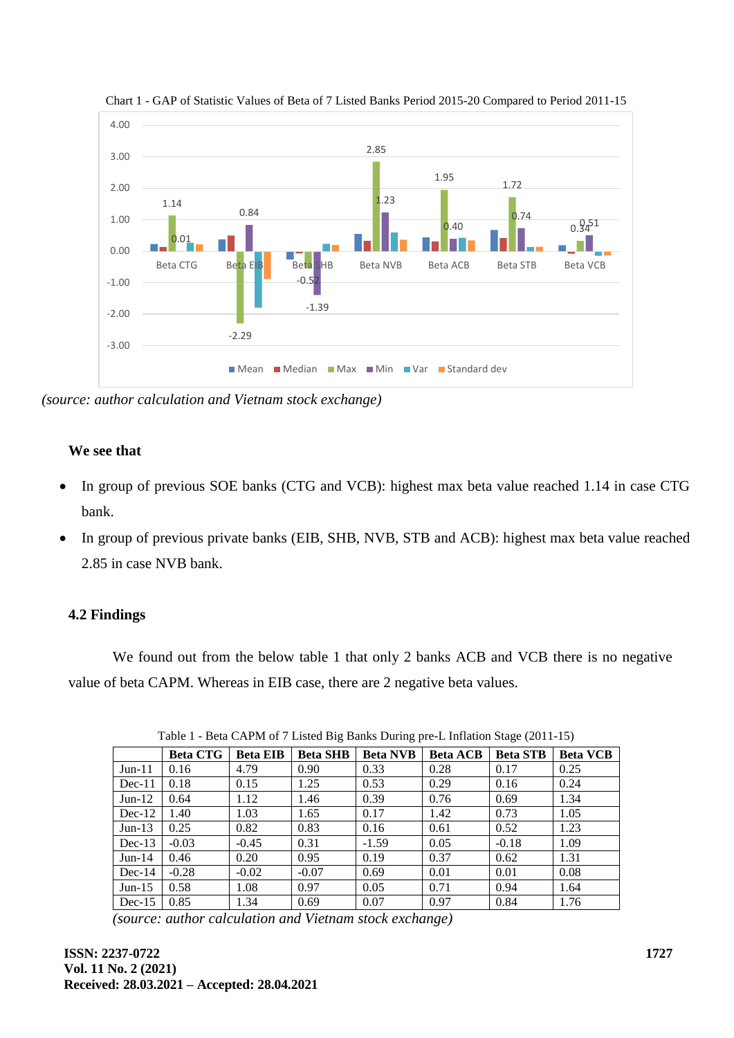Chart 1 - GAP of Statistic Values of Beta of 7 Listed Banks Period 2015-20 Compared to Period 2011-15

*(source: author calculation and Vietnam stock exchange)*

**We see that**

- In group of previous SOE banks (CTG and VCB): highest max beta value reached 1.14 in case CTG bank.
- In group of previous private banks (EIB, SHB, NVB, STB and ACB): highest max beta value reached 2.85 in case NVB bank.

### 4.2 Findings

We found out from the below table 1 that only 2 banks ACB and VCB there is no negative value of beta CAPM. Whereas in EIB case, there are 2 negative beta values.

Table 1 - Beta CAPM of 7 Listed Big Banks During pre-L Inflation Stage (2011-15)

| | Beta CTG | Beta EIB | Beta SHB | Beta NVB | Beta ACB | Beta STB | Beta VCB |
|---|---|---|---|---|---|---|---|
| Jun-11 | 0.16 | 4.79 | 0.90 | 0.33 | 0.28 | 0.17 | 0.25 |
| Dec-11 | 0.18 | 0.15 | 1.25 | 0.53 | 0.29 | 0.16 | 0.24 |
| Jun-12 | 0.64 | 1.12 | 1.46 | 0.39 | 0.76 | 0.69 | 1.34 |
| Dec-12 | 1.40 | 1.03 | 1.65 | 0.17 | 1.42 | 0.73 | 1.05 |
| Jun-13 | 0.25 | 0.82 | 0.83 | 0.16 | 0.61 | 0.52 | 1.23 |
| Dec-13 | -0.03 | -0.45 | 0.31 | -1.59 | 0.05 | -0.18 | 1.09 |
| Jun-14 | 0.46 | 0.20 | 0.95 | 0.19 | 0.37 | 0.62 | 1.31 |
| Dec-14 | -0.28 | -0.02 | -0.07 | 0.69 | 0.01 | 0.01 | 0.08 |
| Jun-15 | 0.58 | 1.08 | 0.97 | 0.05 | 0.71 | 0.94 | 1.64 |
| Dec-15 | 0.85 | 1.34 | 0.69 | 0.07 | 0.97 | 0.84 | 1.76 |

*(source: author calculation and Vietnam stock exchange)*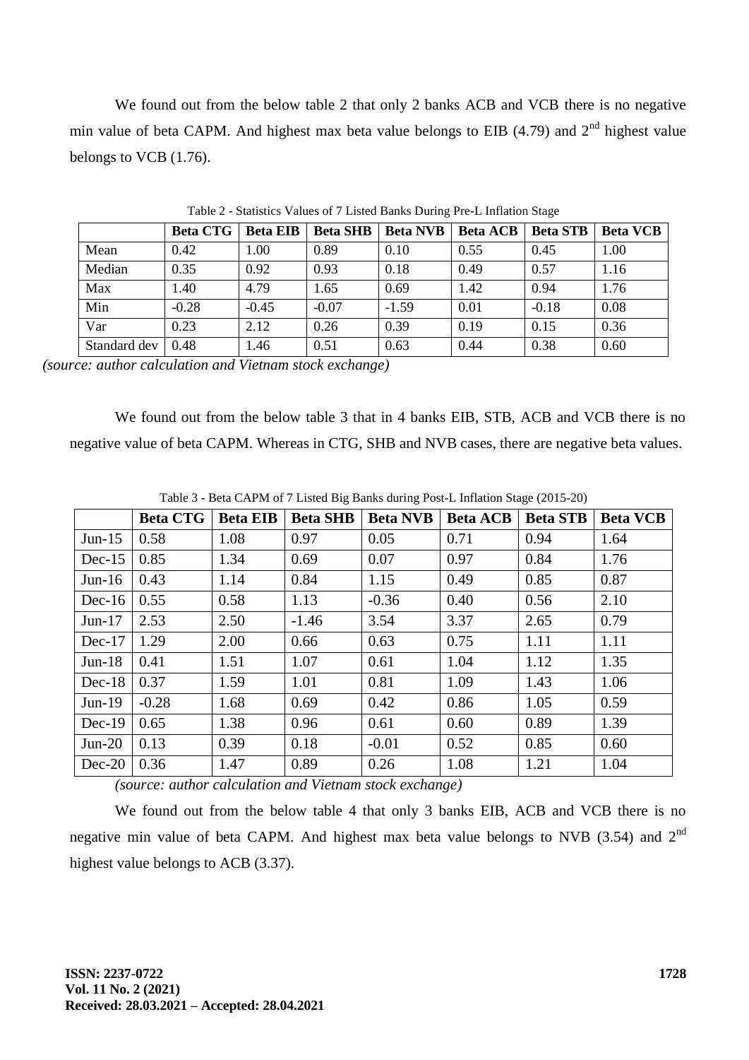We found out from the below table 2 that only 2 banks ACB and VCB there is no negative min value of beta CAPM. And highest max beta value belongs to EIB (4.79) and 2nd highest value belongs to VCB (1.76).

Table 2 - Statistics Values of 7 Listed Banks During Pre-L Inflation Stage

| | Beta CTG | Beta EIB | Beta SHB | Beta NVB | Beta ACB | Beta STB | Beta VCB |
|---|---|---|---|---|---|---|---|
| Mean | 0.42 | 1.00 | 0.89 | 0.10 | 0.55 | 0.45 | 1.00 |
| Median | 0.35 | 0.92 | 0.93 | 0.18 | 0.49 | 0.57 | 1.16 |
| Max | 1.40 | 4.79 | 1.65 | 0.69 | 1.42 | 0.94 | 1.76 |
| Min | -0.28 | -0.45 | -0.07 | -1.59 | 0.01 | -0.18 | 0.08 |
| Var | 0.23 | 2.12 | 0.26 | 0.39 | 0.19 | 0.15 | 0.36 |
| Standard dev | 0.48 | 1.46 | 0.51 | 0.63 | 0.44 | 0.38 | 0.60 |

*(source: author calculation and Vietnam stock exchange)*

We found out from the below table 3 that in 4 banks EIB, STB, ACB and VCB there is no negative value of beta CAPM. Whereas in CTG, SHB and NVB cases, there are negative beta values.

Table 3 - Beta CAPM of 7 Listed Big Banks during Post-L Inflation Stage (2015-20)

| | Beta CTG | Beta EIB | Beta SHB | Beta NVB | Beta ACB | Beta STB | Beta VCB |
|---|---|---|---|---|---|---|---|
| Jun-15 | 0.58 | 1.08 | 0.97 | 0.05 | 0.71 | 0.94 | 1.64 |
| Dec-15 | 0.85 | 1.34 | 0.69 | 0.07 | 0.97 | 0.84 | 1.76 |
| Jun-16 | 0.43 | 1.14 | 0.84 | 1.15 | 0.49 | 0.85 | 0.87 |
| Dec-16 | 0.55 | 0.58 | 1.13 | -0.36 | 0.40 | 0.56 | 2.10 |
| Jun-17 | 2.53 | 2.50 | -1.46 | 3.54 | 3.37 | 2.65 | 0.79 |
| Dec-17 | 1.29 | 2.00 | 0.66 | 0.63 | 0.75 | 1.11 | 1.11 |
| Jun-18 | 0.41 | 1.51 | 1.07 | 0.61 | 1.04 | 1.12 | 1.35 |
| Dec-18 | 0.37 | 1.59 | 1.01 | 0.81 | 1.09 | 1.43 | 1.06 |
| Jun-19 | -0.28 | 1.68 | 0.69 | 0.42 | 0.86 | 1.05 | 0.59 |
| Dec-19 | 0.65 | 1.38 | 0.96 | 0.61 | 0.60 | 0.89 | 1.39 |
| Jun-20 | 0.13 | 0.39 | 0.18 | -0.01 | 0.52 | 0.85 | 0.60 |
| Dec-20 | 0.36 | 1.47 | 0.89 | 0.26 | 1.08 | 1.21 | 1.04 |

*(source: author calculation and Vietnam stock exchange)*

We found out from the below table 4 that only 3 banks EIB, ACB and VCB there is no negative min value of beta CAPM. And highest max beta value belongs to NVB (3.54) and 2nd highest value belongs to ACB (3.37).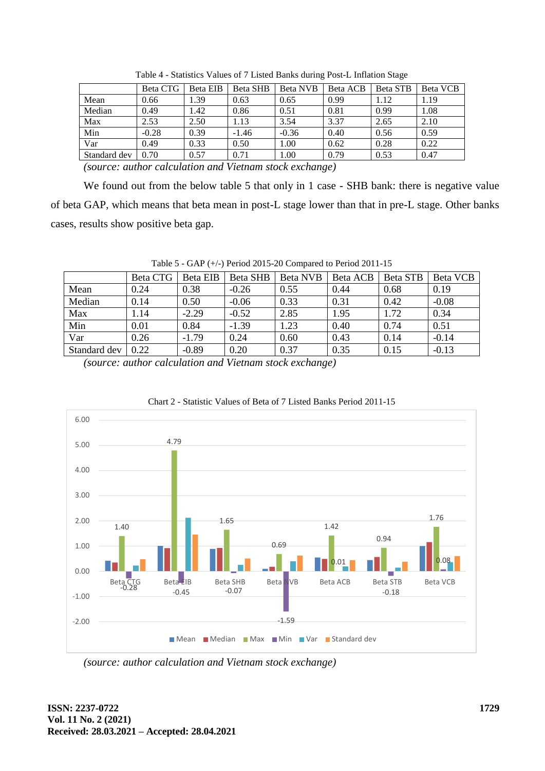Table 4 - Statistics Values of 7 Listed Banks during Post-L Inflation Stage

| | Beta CTG | Beta EIB | Beta SHB | Beta NVB | Beta ACB | Beta STB | Beta VCB |
|---|---|---|---|---|---|---|---|
| Mean | 0.66 | 1.39 | 0.63 | 0.65 | 0.99 | 1.12 | 1.19 |
| Median | 0.49 | 1.42 | 0.86 | 0.51 | 0.81 | 0.99 | 1.08 |
| Max | 2.53 | 2.50 | 1.13 | 3.54 | 3.37 | 2.65 | 2.10 |
| Min | -0.28 | 0.39 | -1.46 | -0.36 | 0.40 | 0.56 | 0.59 |
| Var | 0.49 | 0.33 | 0.50 | 1.00 | 0.62 | 0.28 | 0.22 |
| Standard dev | 0.70 | 0.57 | 0.71 | 1.00 | 0.79 | 0.53 | 0.47 |

*(source: author calculation and Vietnam stock exchange)*

We found out from the below table 5 that only in 1 case - SHB bank: there is negative value of beta GAP, which means that beta mean in post-L stage lower than that in pre-L stage. Other banks cases, results show positive beta gap.

Table 5 - GAP (+/-) Period 2015-20 Compared to Period 2011-15

| | Beta CTG | Beta EIB | Beta SHB | Beta NVB | Beta ACB | Beta STB | Beta VCB |
|---|---|---|---|---|---|---|---|
| Mean | 0.24 | 0.38 | -0.26 | 0.55 | 0.44 | 0.68 | 0.19 |
| Median | 0.14 | 0.50 | -0.06 | 0.33 | 0.31 | 0.42 | -0.08 |
| Max | 1.14 | -2.29 | -0.52 | 2.85 | 1.95 | 1.72 | 0.34 |
| Min | 0.01 | 0.84 | -1.39 | 1.23 | 0.40 | 0.74 | 0.51 |
| Var | 0.26 | -1.79 | 0.24 | 0.60 | 0.43 | 0.14 | -0.14 |
| Standard dev | 0.22 | -0.89 | 0.20 | 0.37 | 0.35 | 0.15 | -0.13 |

*(source: author calculation and Vietnam stock exchange)*

Chart 2 - Statistic Values of Beta of 7 Listed Banks Period 2011-15

| | Beta CTG | Beta EIB | Beta SHB | Beta NVB | Beta ACB | Beta STB | Beta VCB |
|---|---|---|---|---|---|---|---|
| Max | 1.40 | 4.79 | 1.65 | 0.69 | 1.42 | 0.94 | 1.76 |
| Min | -0.28 | -0.45 | -0.07 | -1.59 | 0.01 | -0.18 | 0.08 |

*(source: author calculation and Vietnam stock exchange)*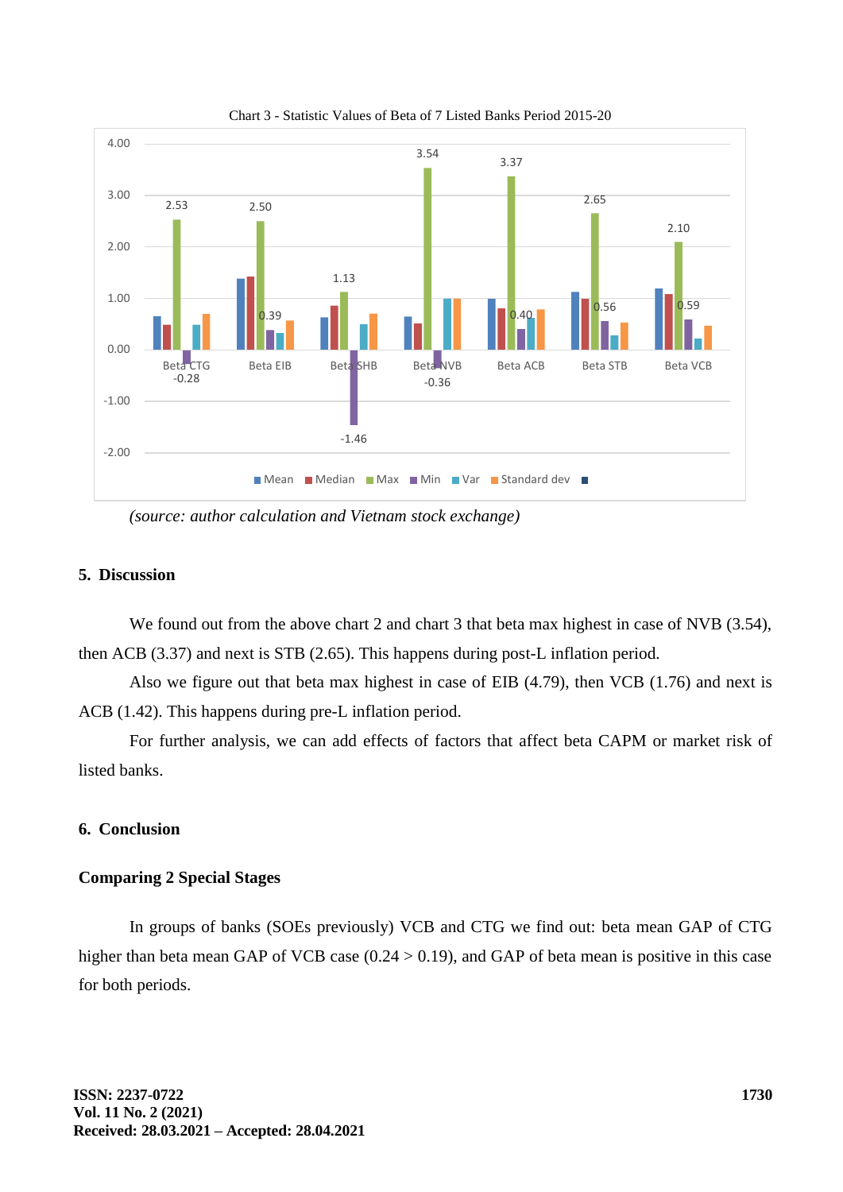Chart 3 - Statistic Values of Beta of 7 Listed Banks Period 2015-20

*(source: author calculation and Vietnam stock exchange)*

## 5. Discussion

We found out from the above chart 2 and chart 3 that beta max highest in case of NVB (3.54), then ACB (3.37) and next is STB (2.65). This happens during post-L inflation period.

Also we figure out that beta max highest in case of EIB (4.79), then VCB (1.76) and next is ACB (1.42). This happens during pre-L inflation period.

For further analysis, we can add effects of factors that affect beta CAPM or market risk of listed banks.

## 6. Conclusion

### Comparing 2 Special Stages

In groups of banks (SOEs previously) VCB and CTG we find out: beta mean GAP of CTG higher than beta mean GAP of VCB case (0.24 > 0.19), and GAP of beta mean is positive in this case for both periods.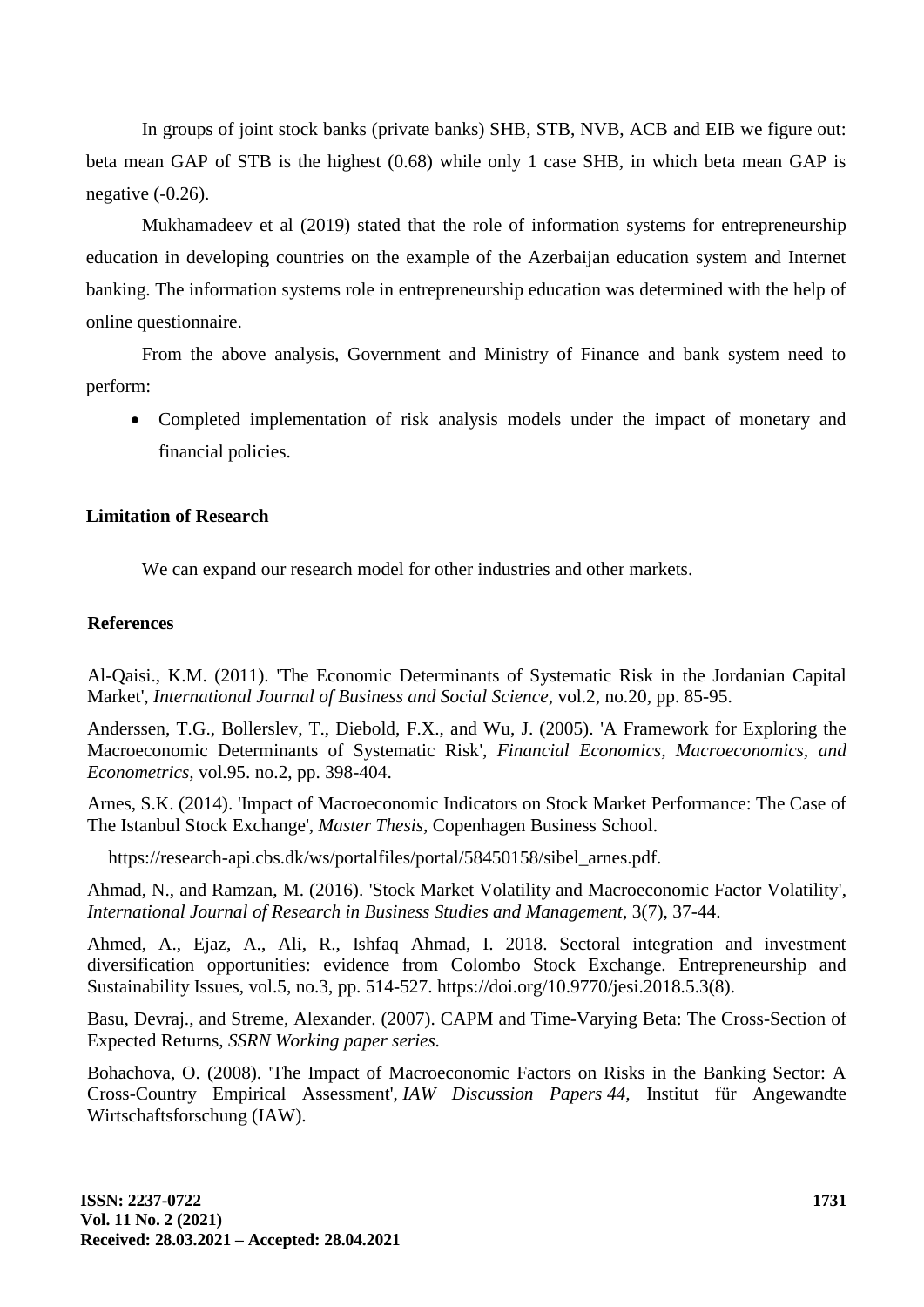In groups of joint stock banks (private banks) SHB, STB, NVB, ACB and EIB we figure out: beta mean GAP of STB is the highest (0.68) while only 1 case SHB, in which beta mean GAP is negative (-0.26).

Mukhamadeev et al (2019) stated that the role of information systems for entrepreneurship education in developing countries on the example of the Azerbaijan education system and Internet banking. The information systems role in entrepreneurship education was determined with the help of online questionnaire.

From the above analysis, Government and Ministry of Finance and bank system need to perform:

- Completed implementation of risk analysis models under the impact of monetary and financial policies.

## Limitation of Research

We can expand our research model for other industries and other markets.

## References

Al-Qaisi., K.M. (2011). 'The Economic Determinants of Systematic Risk in the Jordanian Capital Market', *International Journal of Business and Social Science*, vol.2, no.20, pp. 85-95.

Anderssen, T.G., Bollerslev, T., Diebold, F.X., and Wu, J. (2005). 'A Framework for Exploring the Macroeconomic Determinants of Systematic Risk', *Financial Economics, Macroeconomics, and Econometrics,* vol.95. no.2, pp. 398-404.

Arnes, S.K. (2014). 'Impact of Macroeconomic Indicators on Stock Market Performance: The Case of The Istanbul Stock Exchange', *Master Thesis*, Copenhagen Business School.

https://research-api.cbs.dk/ws/portalfiles/portal/58450158/sibel_arnes.pdf.

Ahmad, N., and Ramzan, M. (2016). 'Stock Market Volatility and Macroeconomic Factor Volatility', *International Journal of Research in Business Studies and Management*, 3(7), 37-44.

Ahmed, A., Ejaz, A., Ali, R., Ishfaq Ahmad, I. 2018. Sectoral integration and investment diversification opportunities: evidence from Colombo Stock Exchange. Entrepreneurship and Sustainability Issues, vol.5, no.3, pp. 514-527. https://doi.org/10.9770/jesi.2018.5.3(8).

Basu, Devraj., and Streme, Alexander. (2007). CAPM and Time-Varying Beta: The Cross-Section of Expected Returns, *SSRN Working paper series.*

Bohachova, O. (2008). 'The Impact of Macroeconomic Factors on Risks in the Banking Sector: A Cross-Country Empirical Assessment', *IAW Discussion Papers 44,* Institut für Angewandte Wirtschaftsforschung (IAW).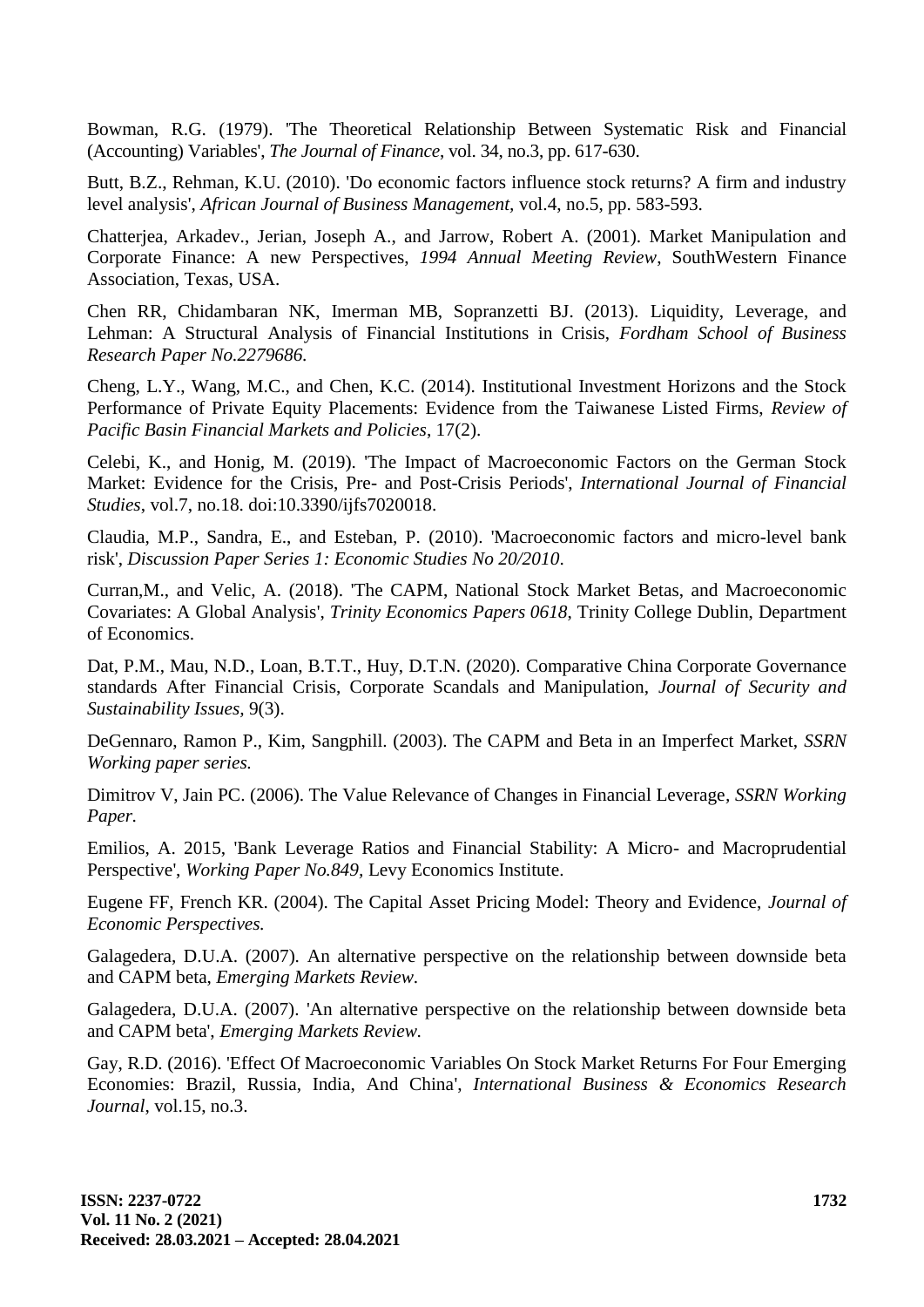Bowman, R.G. (1979). 'The Theoretical Relationship Between Systematic Risk and Financial (Accounting) Variables', *The Journal of Finance*, vol. 34, no.3, pp. 617-630.

Butt, B.Z., Rehman, K.U. (2010). 'Do economic factors influence stock returns? A firm and industry level analysis', *African Journal of Business Management*, vol.4, no.5, pp. 583-593.

Chatterjea, Arkadev., Jerian, Joseph A., and Jarrow, Robert A. (2001). Market Manipulation and Corporate Finance: A new Perspectives, *1994 Annual Meeting Review*, SouthWestern Finance Association, Texas, USA.

Chen RR, Chidambaran NK, Imerman MB, Sopranzetti BJ. (2013). Liquidity, Leverage, and Lehman: A Structural Analysis of Financial Institutions in Crisis, *Fordham School of Business Research Paper No.2279686.*

Cheng, L.Y., Wang, M.C., and Chen, K.C. (2014). Institutional Investment Horizons and the Stock Performance of Private Equity Placements: Evidence from the Taiwanese Listed Firms, *Review of Pacific Basin Financial Markets and Policies*, 17(2).

Celebi, K., and Honig, M. (2019). 'The Impact of Macroeconomic Factors on the German Stock Market: Evidence for the Crisis, Pre- and Post-Crisis Periods', *International Journal of Financial Studies*, vol.7, no.18. doi:10.3390/ijfs7020018.

Claudia, M.P., Sandra, E., and Esteban, P. (2010). 'Macroeconomic factors and micro-level bank risk', *Discussion Paper Series 1: Economic Studies No 20/2010*.

Curran,M., and Velic, A. (2018). 'The CAPM, National Stock Market Betas, and Macroeconomic Covariates: A Global Analysis', *Trinity Economics Papers 0618*, Trinity College Dublin, Department of Economics.

Dat, P.M., Mau, N.D., Loan, B.T.T., Huy, D.T.N. (2020). Comparative China Corporate Governance standards After Financial Crisis, Corporate Scandals and Manipulation, *Journal of Security and Sustainability Issues*, 9(3).

DeGennaro, Ramon P., Kim, Sangphill. (2003). The CAPM and Beta in an Imperfect Market, *SSRN Working paper series.*

Dimitrov V, Jain PC. (2006). The Value Relevance of Changes in Financial Leverage, *SSRN Working Paper.*

Emilios, A. 2015, 'Bank Leverage Ratios and Financial Stability: A Micro- and Macroprudential Perspective', *Working Paper No.849*, Levy Economics Institute.

Eugene FF, French KR. (2004). The Capital Asset Pricing Model: Theory and Evidence, *Journal of Economic Perspectives.*

Galagedera, D.U.A. (2007). An alternative perspective on the relationship between downside beta and CAPM beta, *Emerging Markets Review.*

Galagedera, D.U.A. (2007). 'An alternative perspective on the relationship between downside beta and CAPM beta', *Emerging Markets Review.*

Gay, R.D. (2016). 'Effect Of Macroeconomic Variables On Stock Market Returns For Four Emerging Economies: Brazil, Russia, India, And China', *International Business & Economics Research Journal*, vol.15, no.3.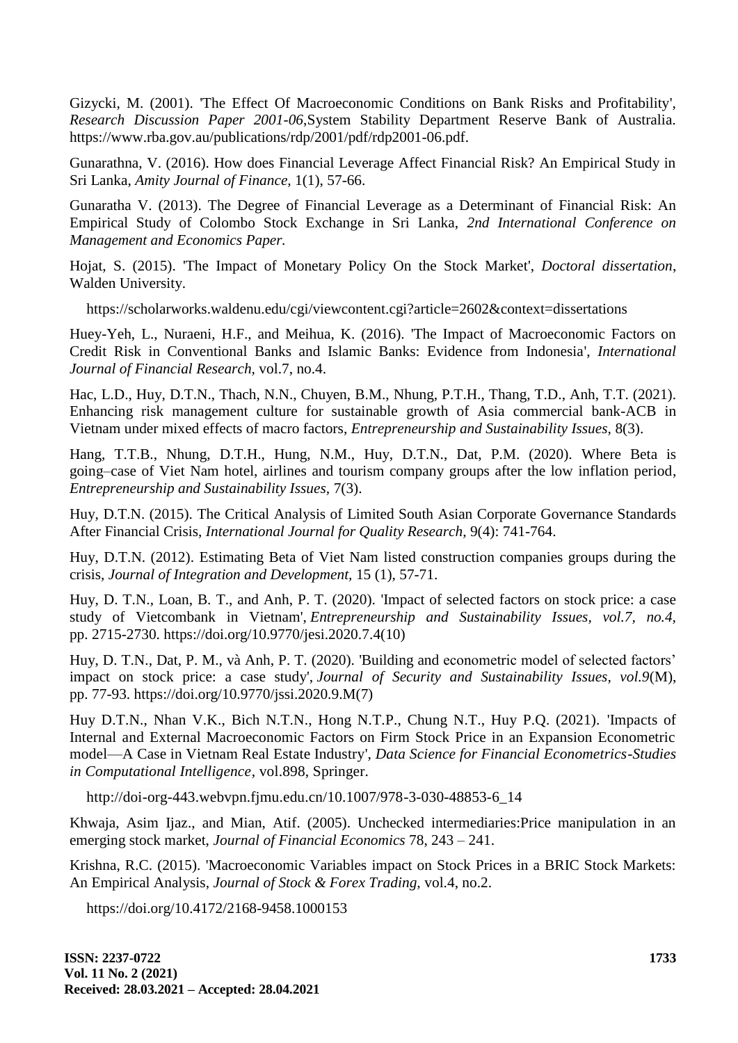Gizycki, M. (2001). 'The Effect Of Macroeconomic Conditions on Bank Risks and Profitability', *Research Discussion Paper 2001-06*,System Stability Department Reserve Bank of Australia. https://www.rba.gov.au/publications/rdp/2001/pdf/rdp2001-06.pdf.

Gunarathna, V. (2016). How does Financial Leverage Affect Financial Risk? An Empirical Study in Sri Lanka, *Amity Journal of Finance*, 1(1), 57-66.

Gunaratha V. (2013). The Degree of Financial Leverage as a Determinant of Financial Risk: An Empirical Study of Colombo Stock Exchange in Sri Lanka, *2nd International Conference on Management and Economics Paper.*

Hojat, S. (2015). 'The Impact of Monetary Policy On the Stock Market', *Doctoral dissertation*, Walden University.

https://scholarworks.waldenu.edu/cgi/viewcontent.cgi?article=2602&context=dissertations

Huey-Yeh, L., Nuraeni, H.F., and Meihua, K. (2016). 'The Impact of Macroeconomic Factors on Credit Risk in Conventional Banks and Islamic Banks: Evidence from Indonesia', *International Journal of Financial Research*, vol.7, no.4.

Hac, L.D., Huy, D.T.N., Thach, N.N., Chuyen, B.M., Nhung, P.T.H., Thang, T.D., Anh, T.T. (2021). Enhancing risk management culture for sustainable growth of Asia commercial bank-ACB in Vietnam under mixed effects of macro factors, *Entrepreneurship and Sustainability Issues*, 8(3).

Hang, T.T.B., Nhung, D.T.H., Hung, N.M., Huy, D.T.N., Dat, P.M. (2020). Where Beta is going–case of Viet Nam hotel, airlines and tourism company groups after the low inflation period, *Entrepreneurship and Sustainability Issues*, 7(3).

Huy, D.T.N. (2015). The Critical Analysis of Limited South Asian Corporate Governance Standards After Financial Crisis, *International Journal for Quality Research*, 9(4): 741-764.

Huy, D.T.N. (2012). Estimating Beta of Viet Nam listed construction companies groups during the crisis, *Journal of Integration and Development*, 15 (1), 57-71.

Huy, D. T.N., Loan, B. T., and Anh, P. T. (2020). 'Impact of selected factors on stock price: a case study of Vietcombank in Vietnam', *Entrepreneurship and Sustainability Issues, vol.7, no.4*, pp. 2715-2730. https://doi.org/10.9770/jesi.2020.7.4(10)

Huy, D. T.N., Dat, P. M., và Anh, P. T. (2020). 'Building and econometric model of selected factors' impact on stock price: a case study', *Journal of Security and Sustainability Issues, vol.9*(M), pp. 77-93. https://doi.org/10.9770/jssi.2020.9.M(7)

Huy D.T.N., Nhan V.K., Bich N.T.N., Hong N.T.P., Chung N.T., Huy P.Q. (2021). 'Impacts of Internal and External Macroeconomic Factors on Firm Stock Price in an Expansion Econometric model—A Case in Vietnam Real Estate Industry', *Data Science for Financial Econometrics-Studies in Computational Intelligence*, vol.898, Springer.

http://doi-org-443.webvpn.fjmu.edu.cn/10.1007/978-3-030-48853-6_14

Khwaja, Asim Ijaz., and Mian, Atif. (2005). Unchecked intermediaries:Price manipulation in an emerging stock market, *Journal of Financial Economics* 78, 243 – 241.

Krishna, R.C. (2015). 'Macroeconomic Variables impact on Stock Prices in a BRIC Stock Markets: An Empirical Analysis, *Journal of Stock & Forex Trading*, vol.4, no.2.

https://doi.org/10.4172/2168-9458.1000153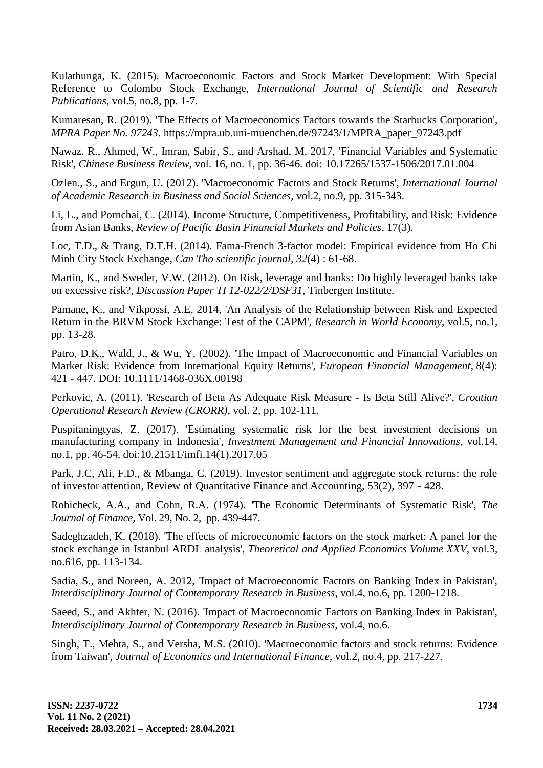Kulathunga, K. (2015). Macroeconomic Factors and Stock Market Development: With Special Reference to Colombo Stock Exchange, *International Journal of Scientific and Research Publications*, vol.5, no.8, pp. 1-7.

Kumaresan, R. (2019). 'The Effects of Macroeconomics Factors towards the Starbucks Corporation', *MPRA Paper No. 97243*. https://mpra.ub.uni-muenchen.de/97243/1/MPRA_paper_97243.pdf

Nawaz. R., Ahmed, W., Imran, Sabir, S., and Arshad, M. 2017, 'Financial Variables and Systematic Risk', *Chinese Business Review*, vol. 16, no. 1, pp. 36-46. doi: 10.17265/1537-1506/2017.01.004

Ozlen., S., and Ergun, U. (2012). 'Macroeconomic Factors and Stock Returns', *International Journal of Academic Research in Business and Social Sciences*, vol.2, no.9, pp. 315-343.

Li, L., and Pornchai, C. (2014). Income Structure, Competitiveness, Profitability, and Risk: Evidence from Asian Banks, *Review of Pacific Basin Financial Markets and Policies*, 17(3).

Loc, T.D., & Trang, D.T.H. (2014). Fama-French 3-factor model: Empirical evidence from Ho Chi Minh City Stock Exchange, *Can Tho scientific journal*, *32*(4) : 61-68.

Martin, K., and Sweder, V.W. (2012). On Risk, leverage and banks: Do highly leveraged banks take on excessive risk?, *Discussion Paper TI 12-022/2/DSF31*, Tinbergen Institute.

Pamane, K., and Vikpossi, A.E. 2014, 'An Analysis of the Relationship between Risk and Expected Return in the BRVM Stock Exchange: Test of the CAPM', *Research in World Economy*, vol.5, no.1, pp. 13-28.

Patro, D.K., Wald, J., & Wu, Y. (2002). 'The Impact of Macroeconomic and Financial Variables on Market Risk: Evidence from International Equity Returns', *European Financial Management*, 8(4): 421 - 447. DOI: 10.1111/1468-036X.00198

Perkovic, A. (2011). 'Research of Beta As Adequate Risk Measure - Is Beta Still Alive?', *Croatian Operational Research Review (CRORR)*, vol. 2, pp. 102-111.

Puspitaningtyas, Z. (2017). 'Estimating systematic risk for the best investment decisions on manufacturing company in Indonesia', *Investment Management and Financial Innovations*, vol.14, no.1, pp. 46-54. doi:10.21511/imfi.14(1).2017.05

Park, J.C, Ali, F.D., & Mbanga, C. (2019). Investor sentiment and aggregate stock returns: the role of investor attention, Review of Quantitative Finance and Accounting, 53(2), 397 - 428.

Robicheck, A.A., and Cohn, R.A. (1974). 'The Economic Determinants of Systematic Risk', *The Journal of Finance*, Vol. 29, No. 2, pp. 439-447.

Sadeghzadeh, K. (2018). 'The effects of microeconomic factors on the stock market: A panel for the stock exchange in Istanbul ARDL analysis', *Theoretical and Applied Economics Volume XXV*, vol.3, no.616, pp. 113-134.

Sadia, S., and Noreen, A. 2012, 'Impact of Macroeconomic Factors on Banking Index in Pakistan', *Interdisciplinary Journal of Contemporary Research in Business*, vol.4, no.6, pp. 1200-1218.

Saeed, S., and Akhter, N. (2016). 'Impact of Macroeconomic Factors on Banking Index in Pakistan', *Interdisciplinary Journal of Contemporary Research in Business*, vol.4, no.6.

Singh, T., Mehta, S., and Versha, M.S. (2010). 'Macroeconomic factors and stock returns: Evidence from Taiwan', *Journal of Economics and International Finance*, vol.2, no.4, pp. 217-227.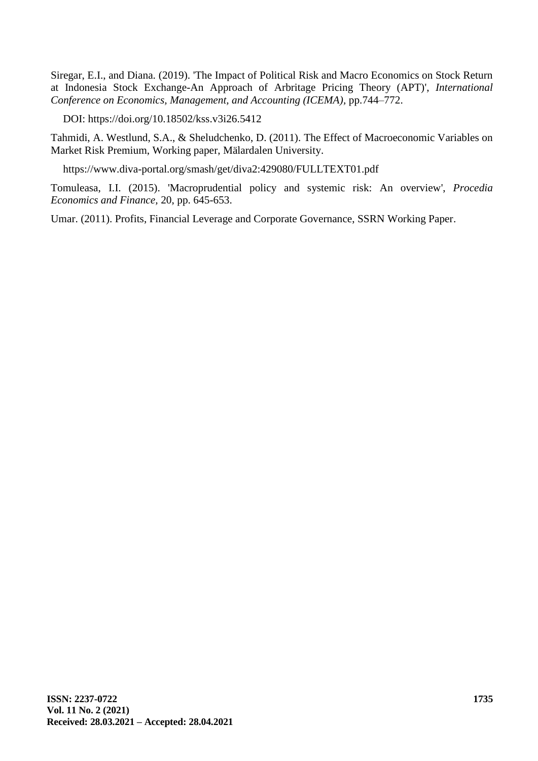Siregar, E.I., and Diana. (2019). 'The Impact of Political Risk and Macro Economics on Stock Return at Indonesia Stock Exchange-An Approach of Arbritage Pricing Theory (APT)', *International Conference on Economics, Management, and Accounting (ICEMA)*, pp.744–772.

DOI: https://doi.org/10.18502/kss.v3i26.5412

Tahmidi, A. Westlund, S.A., & Sheludchenko, D. (2011). The Effect of Macroeconomic Variables on Market Risk Premium, Working paper, Mälardalen University.

https://www.diva-portal.org/smash/get/diva2:429080/FULLTEXT01.pdf

Tomuleasa, I.I. (2015). 'Macroprudential policy and systemic risk: An overview', *Procedia Economics and Finance,* 20, pp. 645-653.

Umar. (2011). Profits, Financial Leverage and Corporate Governance, SSRN Working Paper.